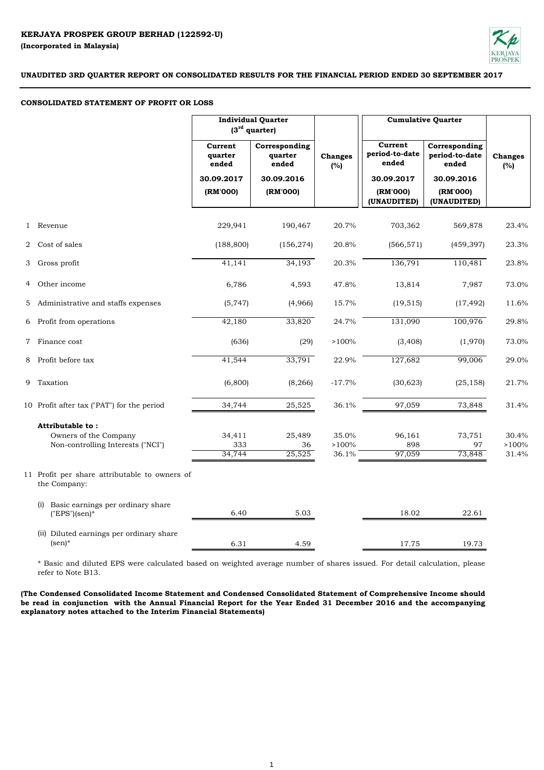**KERJAYA PROSPEK GROUP BERHAD (122592-U)**
**(Incorporated in Malaysia)**

**UNAUDITED 3RD QUARTER REPORT ON CONSOLIDATED RESULTS FOR THE FINANCIAL PERIOD ENDED 30 SEPTEMBER 2017**

**CONSOLIDATED STATEMENT OF PROFIT OR LOSS**

| | | Individual Quarter (3rd quarter) | | | Cumulative Quarter | | |
|---|---|---|---|---|---|---|---|
| | | Current quarter ended 30.09.2017 (RM'000) | Corresponding quarter ended 30.09.2016 (RM'000) | Changes (%) | Current period-to-date ended 30.09.2017 (RM'000) (UNAUDITED) | Corresponding period-to-date ended 30.09.2016 (RM'000) (UNAUDITED) | Changes (%) |
| 1 | Revenue | 229,941 | 190,467 | 20.7% | 703,362 | 569,878 | 23.4% |
| 2 | Cost of sales | (188,800) | (156,274) | 20.8% | (566,571) | (459,397) | 23.3% |
| 3 | Gross profit | 41,141 | 34,193 | 20.3% | 136,791 | 110,481 | 23.8% |
| 4 | Other income | 6,786 | 4,593 | 47.8% | 13,814 | 7,987 | 73.0% |
| 5 | Administrative and staffs expenses | (5,747) | (4,966) | 15.7% | (19,515) | (17,492) | 11.6% |
| 6 | Profit from operations | 42,180 | 33,820 | 24.7% | 131,090 | 100,976 | 29.8% |
| 7 | Finance cost | (636) | (29) | >100% | (3,408) | (1,970) | 73.0% |
| 8 | Profit before tax | 41,544 | 33,791 | 22.9% | 127,682 | 99,006 | 29.0% |
| 9 | Taxation | (6,800) | (8,266) | -17.7% | (30,623) | (25,158) | 21.7% |
| 10 | Profit after tax ("PAT") for the period | 34,744 | 25,525 | 36.1% | 97,059 | 73,848 | 31.4% |
| | **Attributable to :** | | | | | | |
| | Owners of the Company | 34,411 | 25,489 | 35.0% | 96,161 | 73,751 | 30.4% |
| | Non-controlling Interests ("NCI") | 333 | 36 | >100% | 898 | 97 | >100% |
| | | 34,744 | 25,525 | 36.1% | 97,059 | 73,848 | 31.4% |
| 11 | Profit per share attributable to owners of the Company: | | | | | | |
| | (i) Basic earnings per ordinary share ("EPS")(sen)* | 6.40 | 5.03 | | 18.02 | 22.61 | |
| | (ii) Diluted earnings per ordinary share (sen)* | 6.31 | 4.59 | | 17.75 | 19.73 | |

* Basic and diluted EPS were calculated based on weighted average number of shares issued. For detail calculation, please refer to Note B13.

**(The Condensed Consolidated Income Statement and Condensed Consolidated Statement of Comprehensive Income should be read in conjunction with the Annual Financial Report for the Year Ended 31 December 2016 and the accompanying explanatory notes attached to the Interim Financial Statements)**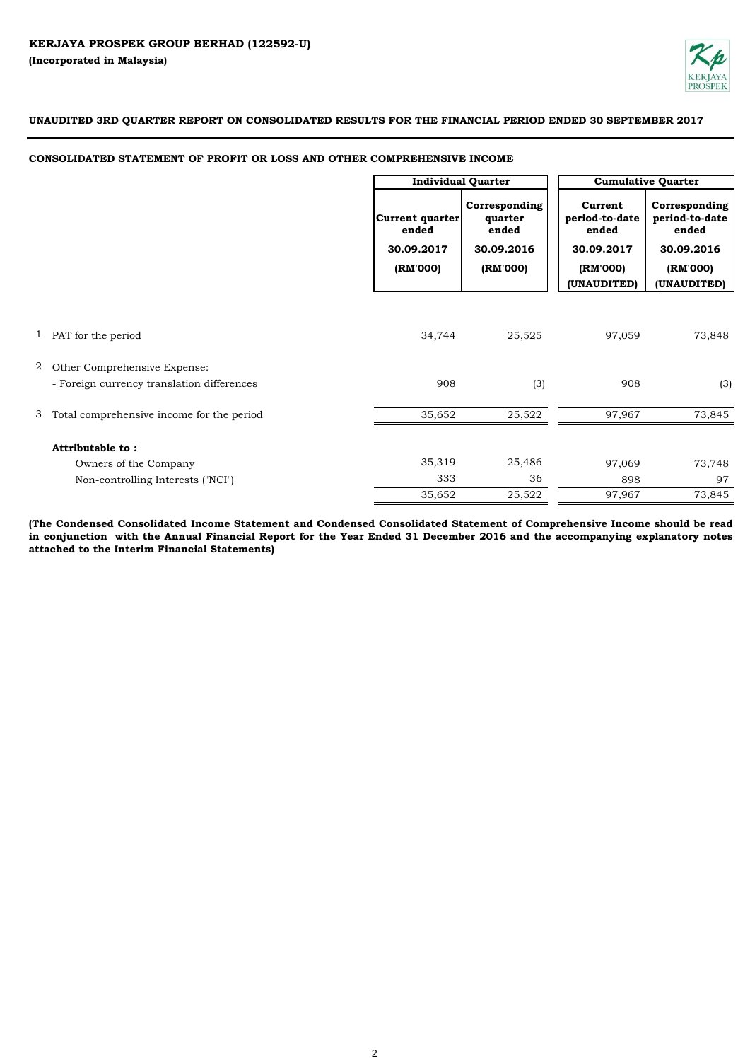**KERJAYA PROSPEK GROUP BERHAD (122592-U)**

**(Incorporated in Malaysia)**

**UNAUDITED 3RD QUARTER REPORT ON CONSOLIDATED RESULTS FOR THE FINANCIAL PERIOD ENDED 30 SEPTEMBER 2017**

**CONSOLIDATED STATEMENT OF PROFIT OR LOSS AND OTHER COMPREHENSIVE INCOME**

| | | Individual Quarter | | Cumulative Quarter | |
|---|---|---|---|---|---|
| | | Current quarter ended | Corresponding quarter ended | Current period-to-date ended | Corresponding period-to-date ended |
| | | 30.09.2017 | 30.09.2016 | 30.09.2017 | 30.09.2016 |
| | | (RM'000) | (RM'000) | (RM'000) (UNAUDITED) | (RM'000) (UNAUDITED) |
| 1 | PAT for the period | 34,744 | 25,525 | 97,059 | 73,848 |
| 2 | Other Comprehensive Expense: | | | | |
| | - Foreign currency translation differences | 908 | (3) | 908 | (3) |
| 3 | Total comprehensive income for the period | 35,652 | 25,522 | 97,967 | 73,845 |
| | **Attributable to :** | | | | |
| | Owners of the Company | 35,319 | 25,486 | 97,069 | 73,748 |
| | Non-controlling Interests ("NCI") | 333 | 36 | 898 | 97 |
| | | 35,652 | 25,522 | 97,967 | 73,845 |

**(The Condensed Consolidated Income Statement and Condensed Consolidated Statement of Comprehensive Income should be read in conjunction with the Annual Financial Report for the Year Ended 31 December 2016 and the accompanying explanatory notes attached to the Interim Financial Statements)**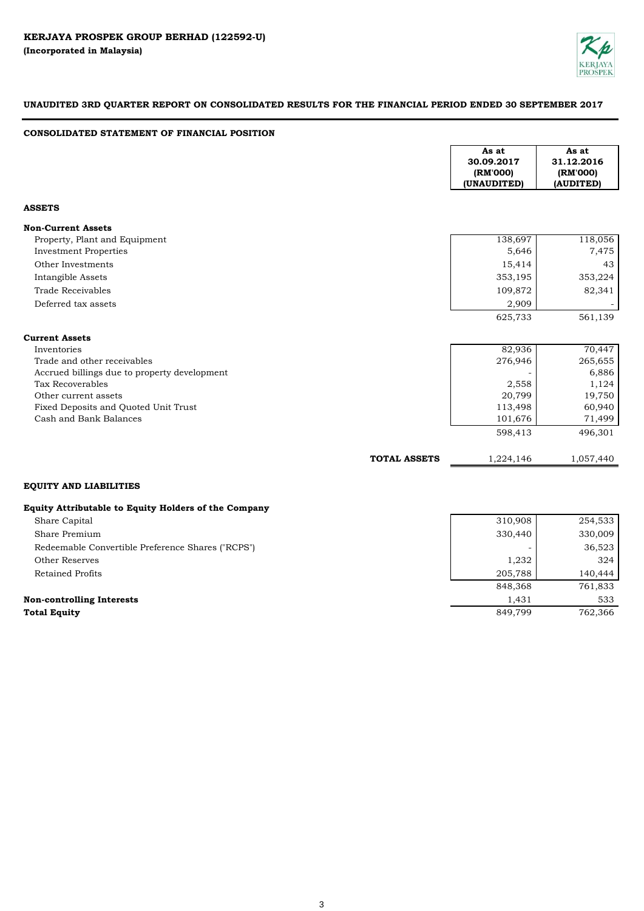**KERJAYA PROSPEK GROUP BERHAD (122592-U)**
**(Incorporated in Malaysia)**

**UNAUDITED 3RD QUARTER REPORT ON CONSOLIDATED RESULTS FOR THE FINANCIAL PERIOD ENDED 30 SEPTEMBER 2017**

**CONSOLIDATED STATEMENT OF FINANCIAL POSITION**

| | As at 30.09.2017 (RM'000) (UNAUDITED) | As at 31.12.2016 (RM'000) (AUDITED) |
|---|---|---|
| **ASSETS** | | |
| **Non-Current Assets** | | |
| Property, Plant and Equipment | 138,697 | 118,056 |
| Investment Properties | 5,646 | 7,475 |
| Other Investments | 15,414 | 43 |
| Intangible Assets | 353,195 | 353,224 |
| Trade Receivables | 109,872 | 82,341 |
| Deferred tax assets | 2,909 | - |
| | 625,733 | 561,139 |
| **Current Assets** | | |
| Inventories | 82,936 | 70,447 |
| Trade and other receivables | 276,946 | 265,655 |
| Accrued billings due to property development | - | 6,886 |
| Tax Recoverables | 2,558 | 1,124 |
| Other current assets | 20,799 | 19,750 |
| Fixed Deposits and Quoted Unit Trust | 113,498 | 60,940 |
| Cash and Bank Balances | 101,676 | 71,499 |
| | 598,413 | 496,301 |
| **TOTAL ASSETS** | 1,224,146 | 1,057,440 |
| **EQUITY AND LIABILITIES** | | |
| **Equity Attributable to Equity Holders of the Company** | | |
| Share Capital | 310,908 | 254,533 |
| Share Premium | 330,440 | 330,009 |
| Redeemable Convertible Preference Shares ("RCPS") | - | 36,523 |
| Other Reserves | 1,232 | 324 |
| Retained Profits | 205,788 | 140,444 |
| | 848,368 | 761,833 |
| **Non-controlling Interests** | 1,431 | 533 |
| **Total Equity** | 849,799 | 762,366 |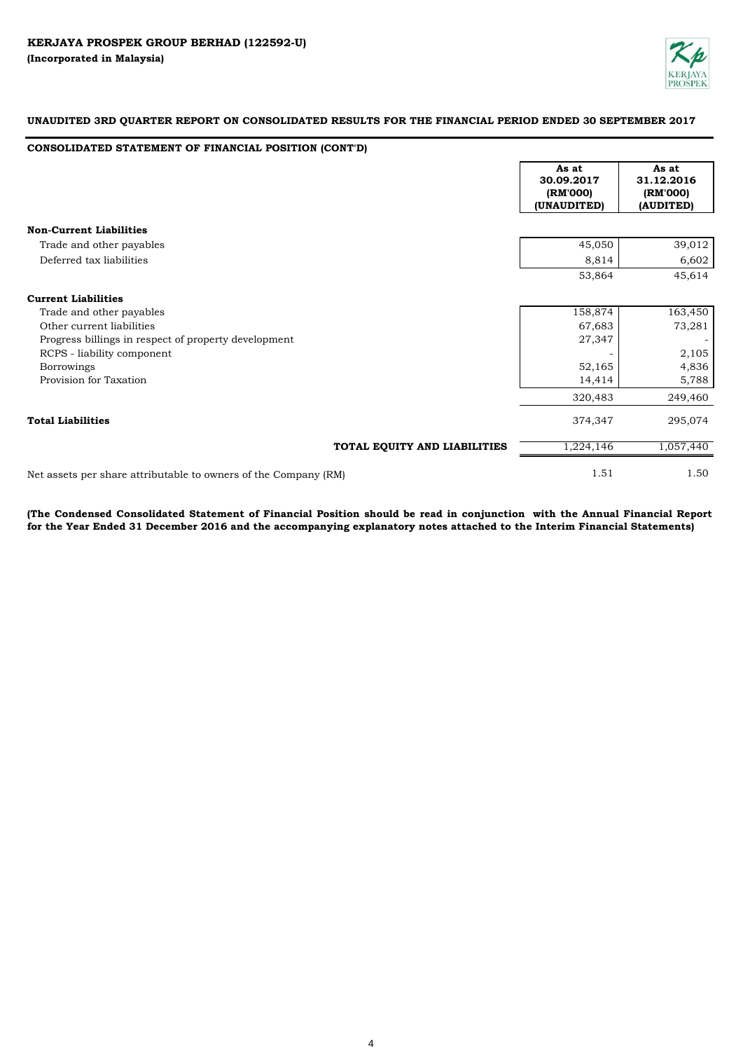**KERJAYA PROSPEK GROUP BERHAD (122592-U)**
**(Incorporated in Malaysia)**

**UNAUDITED 3RD QUARTER REPORT ON CONSOLIDATED RESULTS FOR THE FINANCIAL PERIOD ENDED 30 SEPTEMBER 2017**

**CONSOLIDATED STATEMENT OF FINANCIAL POSITION (CONT'D)**

| | As at 30.09.2017 (RM'000) (UNAUDITED) | As at 31.12.2016 (RM'000) (AUDITED) |
|---|---|---|
| **Non-Current Liabilities** | | |
| Trade and other payables | 45,050 | 39,012 |
| Deferred tax liabilities | 8,814 | 6,602 |
| | 53,864 | 45,614 |
| **Current Liabilities** | | |
| Trade and other payables | 158,874 | 163,450 |
| Other current liabilities | 67,683 | 73,281 |
| Progress billings in respect of property development | 27,347 | - |
| RCPS - liability component | - | 2,105 |
| Borrowings | 52,165 | 4,836 |
| Provision for Taxation | 14,414 | 5,788 |
| | 320,483 | 249,460 |
| **Total Liabilities** | 374,347 | 295,074 |
| **TOTAL EQUITY AND LIABILITIES** | 1,224,146 | 1,057,440 |
| Net assets per share attributable to owners of the Company (RM) | 1.51 | 1.50 |

**(The Condensed Consolidated Statement of Financial Position should be read in conjunction with the Annual Financial Report for the Year Ended 31 December 2016 and the accompanying explanatory notes attached to the Interim Financial Statements)**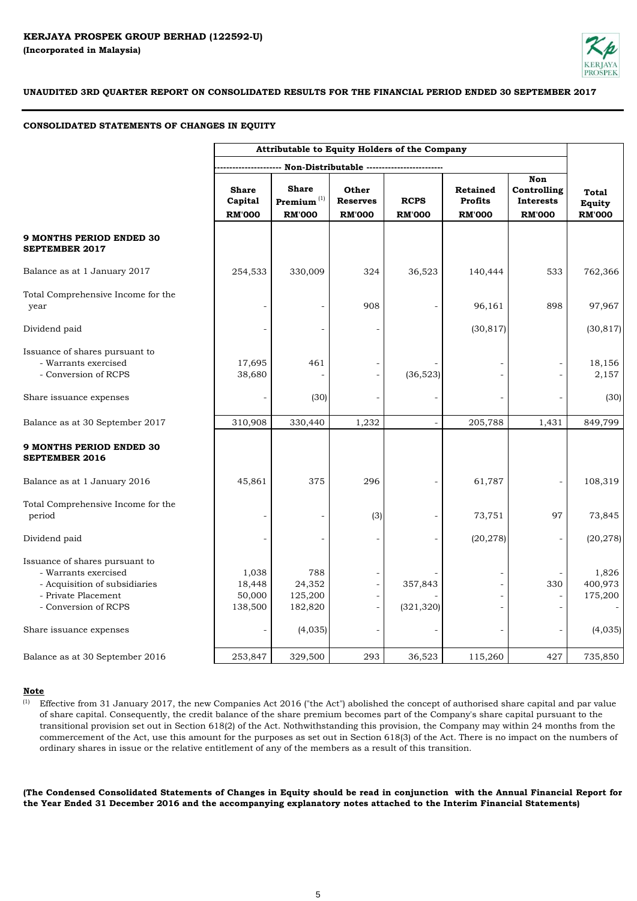**KERJAYA PROSPEK GROUP BERHAD (122592-U)**
**(Incorporated in Malaysia)**

**UNAUDITED 3RD QUARTER REPORT ON CONSOLIDATED RESULTS FOR THE FINANCIAL PERIOD ENDED 30 SEPTEMBER 2017**

**CONSOLIDATED STATEMENTS OF CHANGES IN EQUITY**

| | Attributable to Equity Holders of the Company | | | | | | |
|---|---|---|---|---|---|---|---|
| | Non-Distributable | | | | | | |
| | Share Capital RM'000 | Share Premium [1] RM'000 | Other Reserves RM'000 | RCPS RM'000 | Retained Profits RM'000 | Non Controlling Interests RM'000 | Total Equity RM'000 |
| **9 MONTHS PERIOD ENDED 30 SEPTEMBER 2017** | | | | | | | |
| Balance as at 1 January 2017 | 254,533 | 330,009 | 324 | 36,523 | 140,444 | 533 | 762,366 |
| Total Comprehensive Income for the year | - | - | 908 | - | 96,161 | 898 | 97,967 |
| Dividend paid | - | - | - | | (30,817) | | (30,817) |
| Issuance of shares pursuant to | | | | | | | |
| - Warrants exercised | 17,695 | 461 | - | - | - | - | 18,156 |
| - Conversion of RCPS | 38,680 | - | - | (36,523) | - | - | 2,157 |
| Share issuance expenses | - | (30) | - | - | - | - | (30) |
| Balance as at 30 September 2017 | 310,908 | 330,440 | 1,232 | - | 205,788 | 1,431 | 849,799 |
| **9 MONTHS PERIOD ENDED 30 SEPTEMBER 2016** | | | | | | | |
| Balance as at 1 January 2016 | 45,861 | 375 | 296 | - | 61,787 | - | 108,319 |
| Total Comprehensive Income for the period | - | - | (3) | - | 73,751 | 97 | 73,845 |
| Dividend paid | - | - | - | - | (20,278) | - | (20,278) |
| Issuance of shares pursuant to | | | | | | | |
| - Warrants exercised | 1,038 | 788 | - | - | - | - | 1,826 |
| - Acquisition of subsidiaries | 18,448 | 24,352 | - | 357,843 | - | 330 | 400,973 |
| - Private Placement | 50,000 | 125,200 | - | - | - | - | 175,200 |
| - Conversion of RCPS | 138,500 | 182,820 | - | (321,320) | - | - | - |
| Share issuance expenses | - | (4,035) | - | - | - | - | (4,035) |
| Balance as at 30 September 2016 | 253,847 | 329,500 | 293 | 36,523 | 115,260 | 427 | 735,850 |

**Note**

[1] Effective from 31 January 2017, the new Companies Act 2016 ("the Act") abolished the concept of authorised share capital and par value of share capital. Consequently, the credit balance of the share premium becomes part of the Company's share capital pursuant to the transitional provision set out in Section 618(2) of the Act. Nothwithstanding this provision, the Company may within 24 months from the commercement of the Act, use this amount for the purposes as set out in Section 618(3) of the Act. There is no impact on the numbers of ordinary shares in issue or the relative entitlement of any of the members as a result of this transition.

**(The Condensed Consolidated Statements of Changes in Equity should be read in conjunction with the Annual Financial Report for the Year Ended 31 December 2016 and the accompanying explanatory notes attached to the Interim Financial Statements)**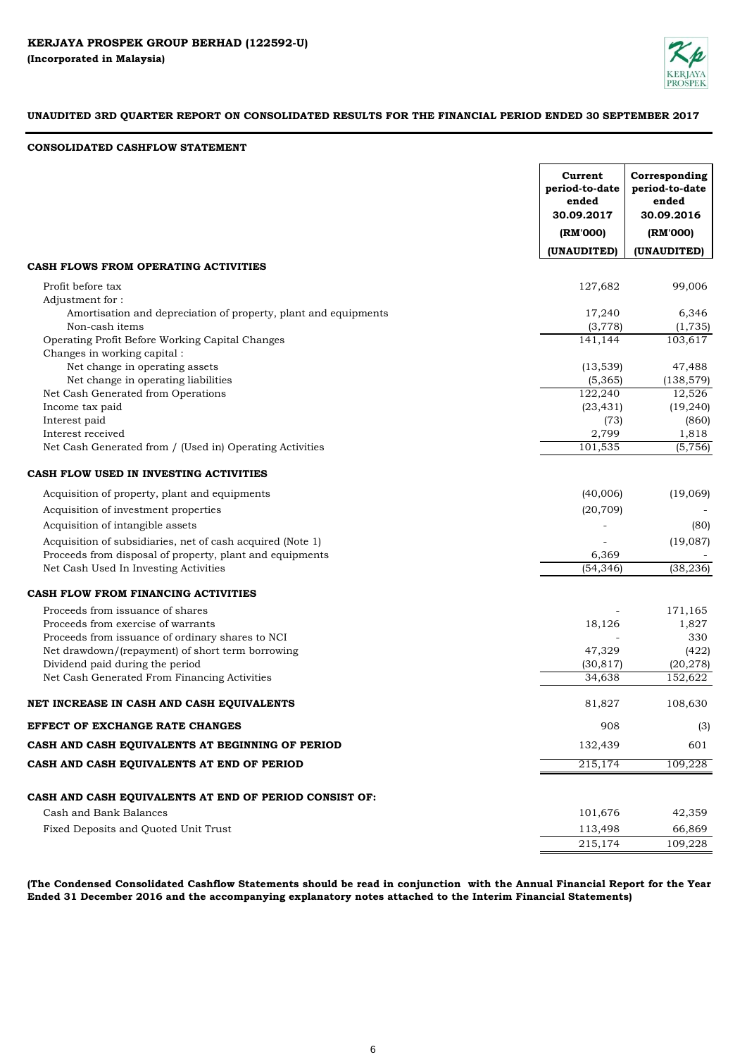**KERJAYA PROSPEK GROUP BERHAD (122592-U)**
**(Incorporated in Malaysia)**

**UNAUDITED 3RD QUARTER REPORT ON CONSOLIDATED RESULTS FOR THE FINANCIAL PERIOD ENDED 30 SEPTEMBER 2017**

**CONSOLIDATED CASHFLOW STATEMENT**

| | Current period-to-date ended 30.09.2017 (RM'000) (UNAUDITED) | Corresponding period-to-date ended 30.09.2016 (RM'000) (UNAUDITED) |
|---|---|---|
| **CASH FLOWS FROM OPERATING ACTIVITIES** | | |
| Profit before tax | 127,682 | 99,006 |
| Adjustment for : | | |
| Amortisation and depreciation of property, plant and equipments | 17,240 | 6,346 |
| Non-cash items | (3,778) | (1,735) |
| Operating Profit Before Working Capital Changes | 141,144 | 103,617 |
| Changes in working capital : | | |
| Net change in operating assets | (13,539) | 47,488 |
| Net change in operating liabilities | (5,365) | (138,579) |
| Net Cash Generated from Operations | 122,240 | 12,526 |
| Income tax paid | (23,431) | (19,240) |
| Interest paid | (73) | (860) |
| Interest received | 2,799 | 1,818 |
| Net Cash Generated from / (Used in) Operating Activities | 101,535 | (5,756) |
| **CASH FLOW USED IN INVESTING ACTIVITIES** | | |
| Acquisition of property, plant and equipments | (40,006) | (19,069) |
| Acquisition of investment properties | (20,709) | - |
| Acquisition of intangible assets | - | (80) |
| Acquisition of subsidiaries, net of cash acquired (Note 1) | - | (19,087) |
| Proceeds from disposal of property, plant and equipments | 6,369 | - |
| Net Cash Used In Investing Activities | (54,346) | (38,236) |
| **CASH FLOW FROM FINANCING ACTIVITIES** | | |
| Proceeds from issuance of shares | - | 171,165 |
| Proceeds from exercise of warrants | 18,126 | 1,827 |
| Proceeds from issuance of ordinary shares to NCI | - | 330 |
| Net drawdown/(repayment) of short term borrowing | 47,329 | (422) |
| Dividend paid during the period | (30,817) | (20,278) |
| Net Cash Generated From Financing Activities | 34,638 | 152,622 |
| **NET INCREASE IN CASH AND CASH EQUIVALENTS** | 81,827 | 108,630 |
| **EFFECT OF EXCHANGE RATE CHANGES** | 908 | (3) |
| **CASH AND CASH EQUIVALENTS AT BEGINNING OF PERIOD** | 132,439 | 601 |
| **CASH AND CASH EQUIVALENTS AT END OF PERIOD** | 215,174 | 109,228 |
| **CASH AND CASH EQUIVALENTS AT END OF PERIOD CONSIST OF:** | | |
| Cash and Bank Balances | 101,676 | 42,359 |
| Fixed Deposits and Quoted Unit Trust | 113,498 | 66,869 |
| | 215,174 | 109,228 |

**(The Condensed Consolidated Cashflow Statements should be read in conjunction with the Annual Financial Report for the Year Ended 31 December 2016 and the accompanying explanatory notes attached to the Interim Financial Statements)**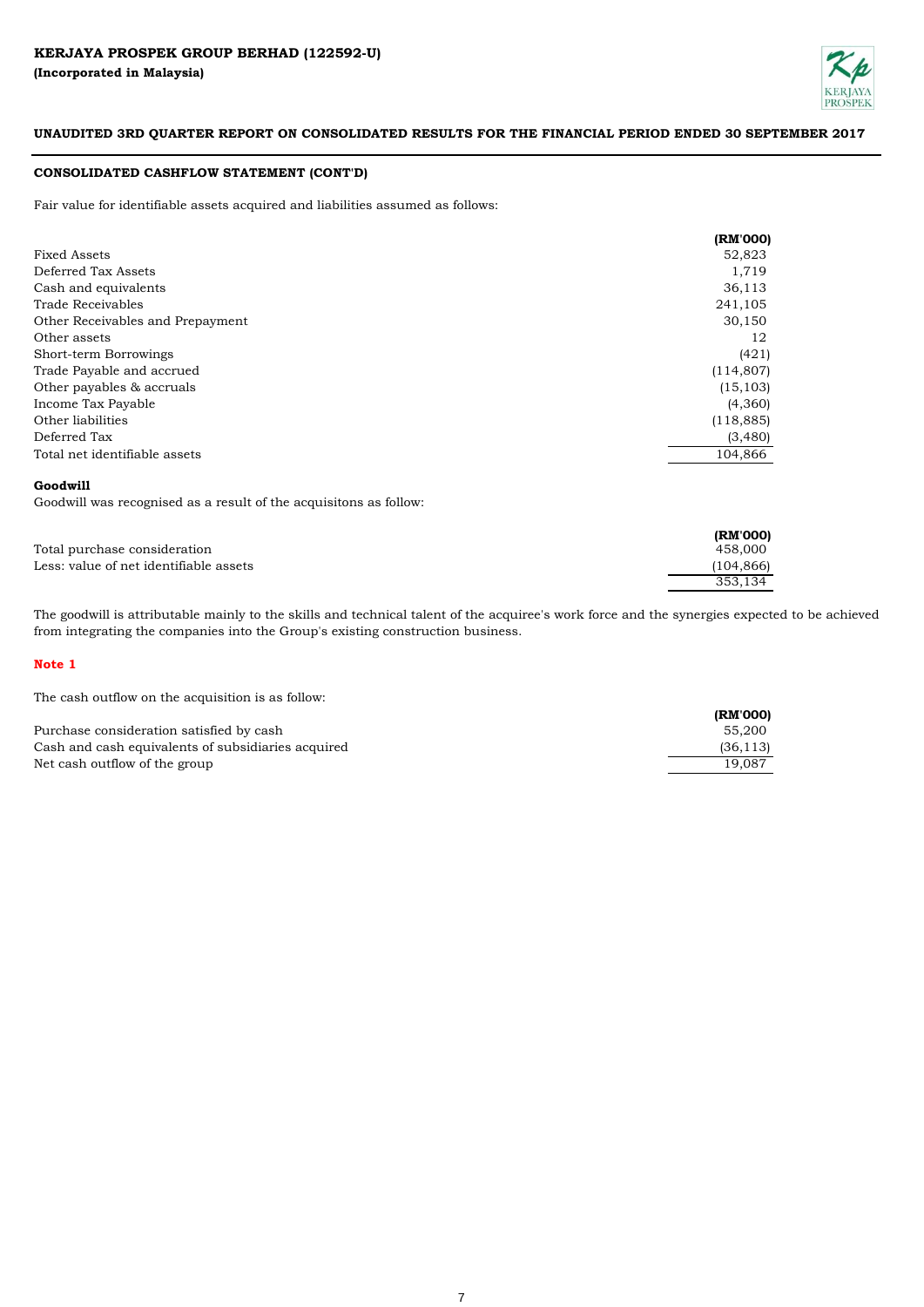# KERJAYA PROSPEK GROUP BERHAD (122592-U)

**(Incorporated in Malaysia)**

**UNAUDITED 3RD QUARTER REPORT ON CONSOLIDATED RESULTS FOR THE FINANCIAL PERIOD ENDED 30 SEPTEMBER 2017**

## CONSOLIDATED CASHFLOW STATEMENT (CONT'D)

Fair value for identifiable assets acquired and liabilities assumed as follows:

| | (RM'000) |
|---|---|
| Fixed Assets | 52,823 |
| Deferred Tax Assets | 1,719 |
| Cash and equivalents | 36,113 |
| Trade Receivables | 241,105 |
| Other Receivables and Prepayment | 30,150 |
| Other assets | 12 |
| Short-term Borrowings | (421) |
| Trade Payable and accrued | (114,807) |
| Other payables & accruals | (15,103) |
| Income Tax Payable | (4,360) |
| Other liabilities | (118,885) |
| Deferred Tax | (3,480) |
| Total net identifiable assets | 104,866 |

**Goodwill**

Goodwill was recognised as a result of the acquisitons as follow:

| | (RM'000) |
|---|---|
| Total purchase consideration | 458,000 |
| Less: value of net identifiable assets | (104,866) |
| | 353,134 |

The goodwill is attributable mainly to the skills and technical talent of the acquiree's work force and the synergies expected to be achieved from integrating the companies into the Group's existing construction business.

**Note 1**

The cash outflow on the acquisition is as follow:

| | (RM'000) |
|---|---|
| Purchase consideration satisfied by cash | 55,200 |
| Cash and cash equivalents of subsidiaries acquired | (36,113) |
| Net cash outflow of the group | 19,087 |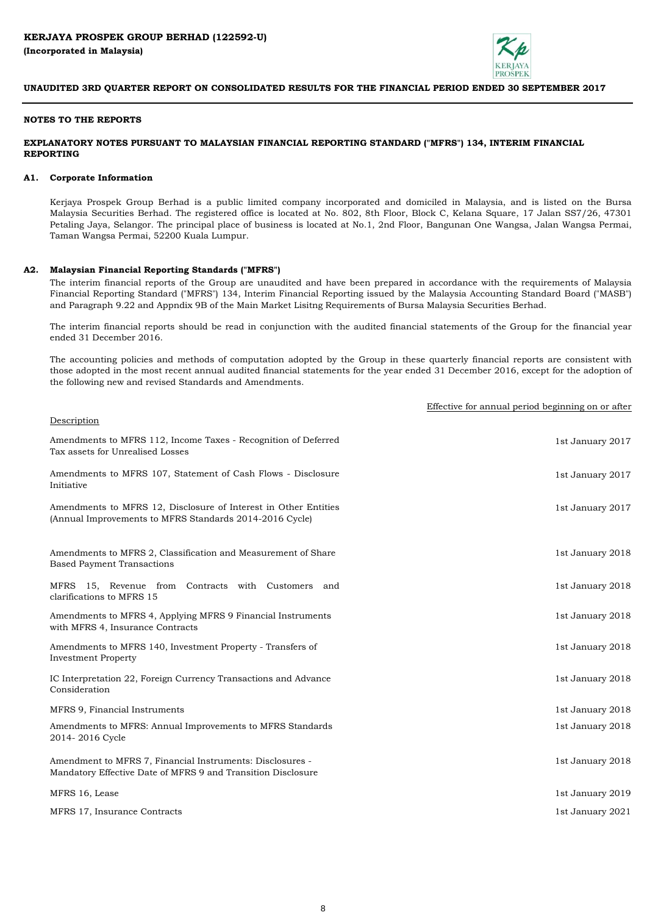**KERJAYA PROSPEK GROUP BERHAD (122592-U)**
**(Incorporated in Malaysia)**

**UNAUDITED 3RD QUARTER REPORT ON CONSOLIDATED RESULTS FOR THE FINANCIAL PERIOD ENDED 30 SEPTEMBER 2017**

## NOTES TO THE REPORTS

### EXPLANATORY NOTES PURSUANT TO MALAYSIAN FINANCIAL REPORTING STANDARD ("MFRS") 134, INTERIM FINANCIAL REPORTING

### A1. Corporate Information

Kerjaya Prospek Group Berhad is a public limited company incorporated and domiciled in Malaysia, and is listed on the Bursa Malaysia Securities Berhad. The registered office is located at No. 802, 8th Floor, Block C, Kelana Square, 17 Jalan SS7/26, 47301 Petaling Jaya, Selangor. The principal place of business is located at No.1, 2nd Floor, Bangunan One Wangsa, Jalan Wangsa Permai, Taman Wangsa Permai, 52200 Kuala Lumpur.

### A2. Malaysian Financial Reporting Standards ("MFRS")

The interim financial reports of the Group are unaudited and have been prepared in accordance with the requirements of Malaysia Financial Reporting Standard ("MFRS") 134, Interim Financial Reporting issued by the Malaysia Accounting Standard Board ("MASB") and Paragraph 9.22 and Appndix 9B of the Main Market Lisitng Requirements of Bursa Malaysia Securities Berhad.

The interim financial reports should be read in conjunction with the audited financial statements of the Group for the financial year ended 31 December 2016.

The accounting policies and methods of computation adopted by the Group in these quarterly financial reports are consistent with those adopted in the most recent annual audited financial statements for the year ended 31 December 2016, except for the adoption of the following new and revised Standards and Amendments.

| Description | Effective for annual period beginning on or after |
|---|---|
| Amendments to MFRS 112, Income Taxes - Recognition of Deferred Tax assets for Unrealised Losses | 1st January 2017 |
| Amendments to MFRS 107, Statement of Cash Flows - Disclosure Initiative | 1st January 2017 |
| Amendments to MFRS 12, Disclosure of Interest in Other Entities (Annual Improvements to MFRS Standards 2014-2016 Cycle) | 1st January 2017 |
| Amendments to MFRS 2, Classification and Measurement of Share Based Payment Transactions | 1st January 2018 |
| MFRS 15, Revenue from Contracts with Customers and clarifications to MFRS 15 | 1st January 2018 |
| Amendments to MFRS 4, Applying MFRS 9 Financial Instruments with MFRS 4, Insurance Contracts | 1st January 2018 |
| Amendments to MFRS 140, Investment Property - Transfers of Investment Property | 1st January 2018 |
| IC Interpretation 22, Foreign Currency Transactions and Advance Consideration | 1st January 2018 |
| MFRS 9, Financial Instruments | 1st January 2018 |
| Amendments to MFRS: Annual Improvements to MFRS Standards 2014- 2016 Cycle | 1st January 2018 |
| Amendment to MFRS 7, Financial Instruments: Disclosures - Mandatory Effective Date of MFRS 9 and Transition Disclosure | 1st January 2018 |
| MFRS 16, Lease | 1st January 2019 |
| MFRS 17, Insurance Contracts | 1st January 2021 |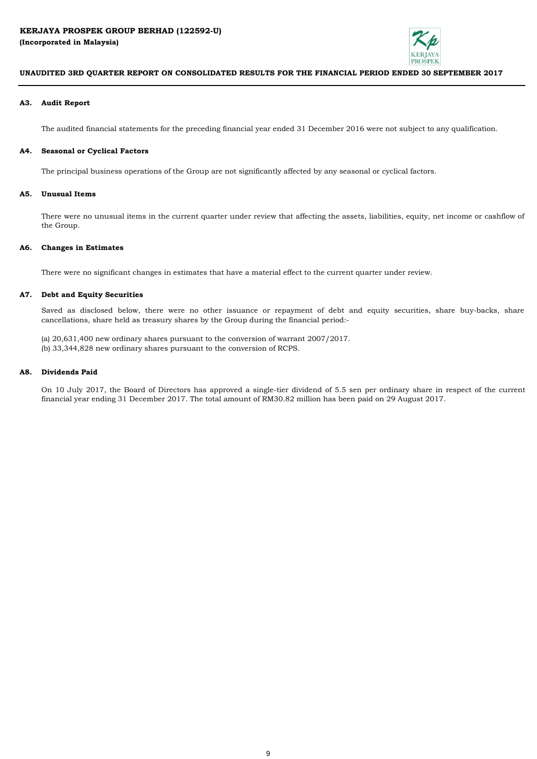### A3. Audit Report

The audited financial statements for the preceding financial year ended 31 December 2016 were not subject to any qualification.

### A4. Seasonal or Cyclical Factors

The principal business operations of the Group are not significantly affected by any seasonal or cyclical factors.

### A5. Unusual Items

There were no unusual items in the current quarter under review that affecting the assets, liabilities, equity, net income or cashflow of the Group.

### A6. Changes in Estimates

There were no significant changes in estimates that have a material effect to the current quarter under review.

### A7. Debt and Equity Securities

Saved as disclosed below, there were no other issuance or repayment of debt and equity securities, share buy-backs, share cancellations, share held as treasury shares by the Group during the financial period:-

(a) 20,631,400 new ordinary shares pursuant to the conversion of warrant 2007/2017.
(b) 33,344,828 new ordinary shares pursuant to the conversion of RCPS.

### A8. Dividends Paid

On 10 July 2017, the Board of Directors has approved a single-tier dividend of 5.5 sen per ordinary share in respect of the current financial year ending 31 December 2017. The total amount of RM30.82 million has been paid on 29 August 2017.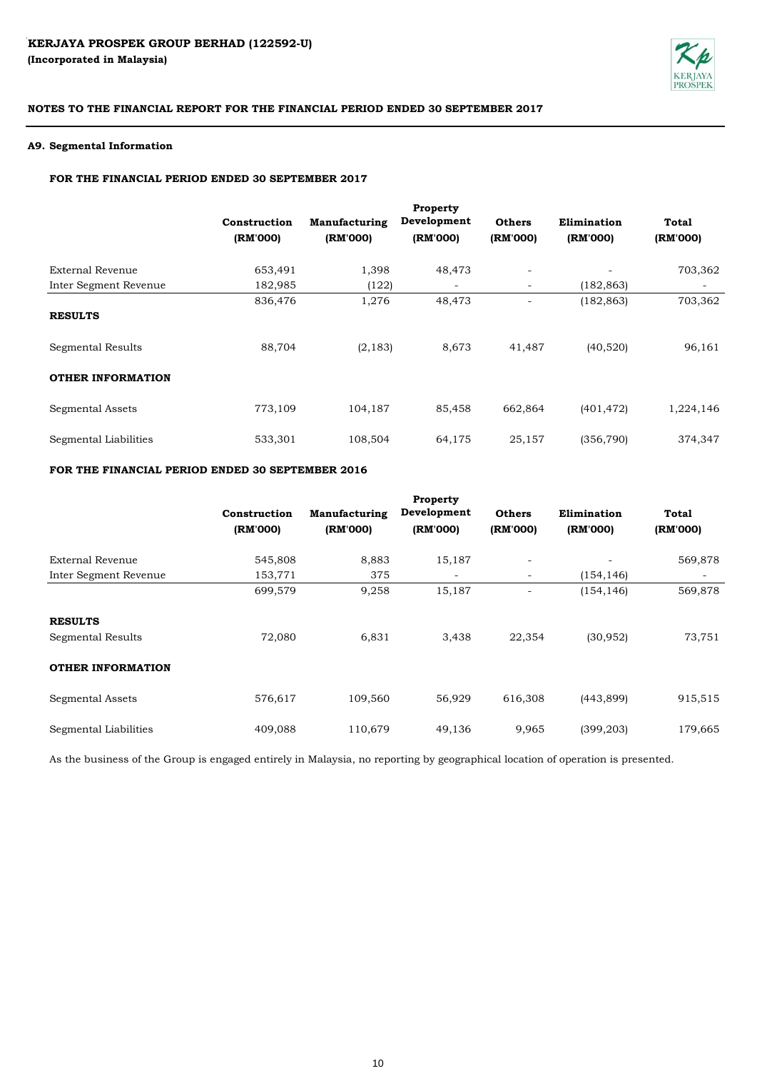**KERJAYA PROSPEK GROUP BERHAD (122592-U)**
**(Incorporated in Malaysia)**

**NOTES TO THE FINANCIAL REPORT FOR THE FINANCIAL PERIOD ENDED 30 SEPTEMBER 2017**

### A9. Segmental Information

**FOR THE FINANCIAL PERIOD ENDED 30 SEPTEMBER 2017**

| | Construction (RM'000) | Manufacturing (RM'000) | Property Development (RM'000) | Others (RM'000) | Elimination (RM'000) | Total (RM'000) |
|---|---|---|---|---|---|---|
| External Revenue | 653,491 | 1,398 | 48,473 | - | - | 703,362 |
| Inter Segment Revenue | 182,985 | (122) | - | - | (182,863) | - |
| | 836,476 | 1,276 | 48,473 | - | (182,863) | 703,362 |
| **RESULTS** | | | | | | |
| Segmental Results | 88,704 | (2,183) | 8,673 | 41,487 | (40,520) | 96,161 |
| **OTHER INFORMATION** | | | | | | |
| Segmental Assets | 773,109 | 104,187 | 85,458 | 662,864 | (401,472) | 1,224,146 |
| Segmental Liabilities | 533,301 | 108,504 | 64,175 | 25,157 | (356,790) | 374,347 |

**FOR THE FINANCIAL PERIOD ENDED 30 SEPTEMBER 2016**

| | Construction (RM'000) | Manufacturing (RM'000) | Property Development (RM'000) | Others (RM'000) | Elimination (RM'000) | Total (RM'000) |
|---|---|---|---|---|---|---|
| External Revenue | 545,808 | 8,883 | 15,187 | - | - | 569,878 |
| Inter Segment Revenue | 153,771 | 375 | - | - | (154,146) | - |
| | 699,579 | 9,258 | 15,187 | - | (154,146) | 569,878 |
| **RESULTS** | | | | | | |
| Segmental Results | 72,080 | 6,831 | 3,438 | 22,354 | (30,952) | 73,751 |
| **OTHER INFORMATION** | | | | | | |
| Segmental Assets | 576,617 | 109,560 | 56,929 | 616,308 | (443,899) | 915,515 |
| Segmental Liabilities | 409,088 | 110,679 | 49,136 | 9,965 | (399,203) | 179,665 |

As the business of the Group is engaged entirely in Malaysia, no reporting by geographical location of operation is presented.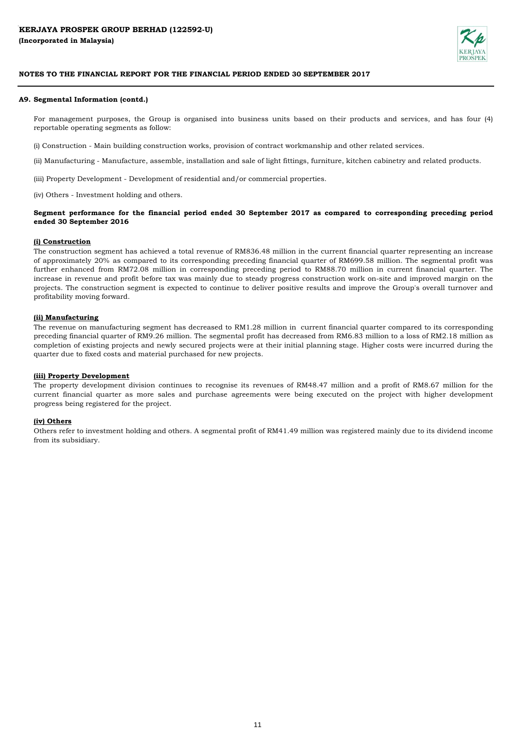## A9. Segmental Information (contd.)

For management purposes, the Group is organised into business units based on their products and services, and has four (4) reportable operating segments as follow:

(i) Construction - Main building construction works, provision of contract workmanship and other related services.

(ii) Manufacturing - Manufacture, assemble, installation and sale of light fittings, furniture, kitchen cabinetry and related products.

(iii) Property Development - Development of residential and/or commercial properties.

(iv) Others - Investment holding and others.

**Segment performance for the financial period ended 30 September 2017 as compared to corresponding preceding period ended 30 September 2016**

**(i) Construction**

The construction segment has achieved a total revenue of RM836.48 million in the current financial quarter representing an increase of approximately 20% as compared to its corresponding preceding financial quarter of RM699.58 million. The segmental profit was further enhanced from RM72.08 million in corresponding preceding period to RM88.70 million in current financial quarter. The increase in revenue and profit before tax was mainly due to steady progress construction work on-site and improved margin on the projects. The construction segment is expected to continue to deliver positive results and improve the Group's overall turnover and profitability moving forward.

**(ii) Manufacturing**

The revenue on manufacturing segment has decreased to RM1.28 million in current financial quarter compared to its corresponding preceding financial quarter of RM9.26 million. The segmental profit has decreased from RM6.83 million to a loss of RM2.18 million as completion of existing projects and newly secured projects were at their initial planning stage. Higher costs were incurred during the quarter due to fixed costs and material purchased for new projects.

**(iii) Property Development**

The property development division continues to recognise its revenues of RM48.47 million and a profit of RM8.67 million for the current financial quarter as more sales and purchase agreements were being executed on the project with higher development progress being registered for the project.

**(iv) Others**

Others refer to investment holding and others. A segmental profit of RM41.49 million was registered mainly due to its dividend income from its subsidiary.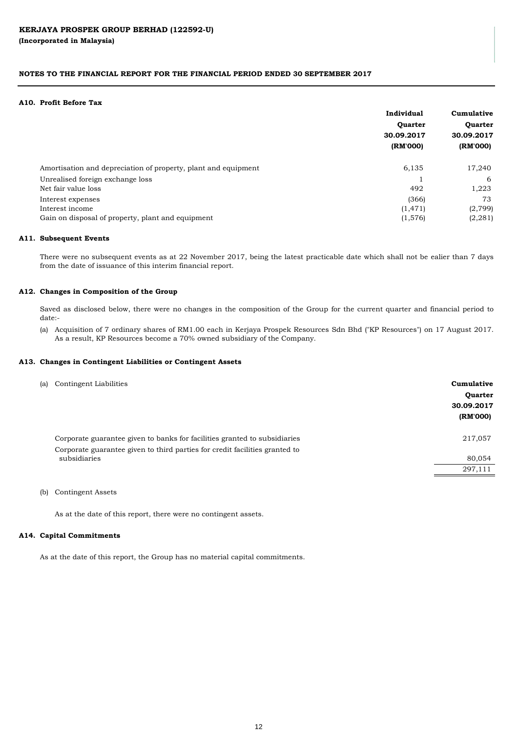**KERJAYA PROSPEK GROUP BERHAD (122592-U)**
**(Incorporated in Malaysia)**

**NOTES TO THE FINANCIAL REPORT FOR THE FINANCIAL PERIOD ENDED 30 SEPTEMBER 2017**

### A10. Profit Before Tax

| | Individual Quarter 30.09.2017 (RM'000) | Cumulative Quarter 30.09.2017 (RM'000) |
|---|---|---|
| Amortisation and depreciation of property, plant and equipment | 6,135 | 17,240 |
| Unrealised foreign exchange loss | 1 | 6 |
| Net fair value loss | 492 | 1,223 |
| Interest expenses | (366) | 73 |
| Interest income | (1,471) | (2,799) |
| Gain on disposal of property, plant and equipment | (1,576) | (2,281) |

### A11. Subsequent Events

There were no subsequent events as at 22 November 2017, being the latest practicable date which shall not be ealier than 7 days from the date of issuance of this interim financial report.

### A12. Changes in Composition of the Group

Saved as disclosed below, there were no changes in the composition of the Group for the current quarter and financial period to date:-

(a) Acquisition of 7 ordinary shares of RM1.00 each in Kerjaya Prospek Resources Sdn Bhd ("KP Resources") on 17 August 2017. As a result, KP Resources become a 70% owned subsidiary of the Company.

### A13. Changes in Contingent Liabilities or Contingent Assets

(a) Contingent Liabilities

| | Cumulative Quarter 30.09.2017 (RM'000) |
|---|---|
| Corporate guarantee given to banks for facilities granted to subsidiaries | 217,057 |
| Corporate guarantee given to third parties for credit facilities granted to subsidiaries | 80,054 |
| | 297,111 |

(b) Contingent Assets

As at the date of this report, there were no contingent assets.

### A14. Capital Commitments

As at the date of this report, the Group has no material capital commitments.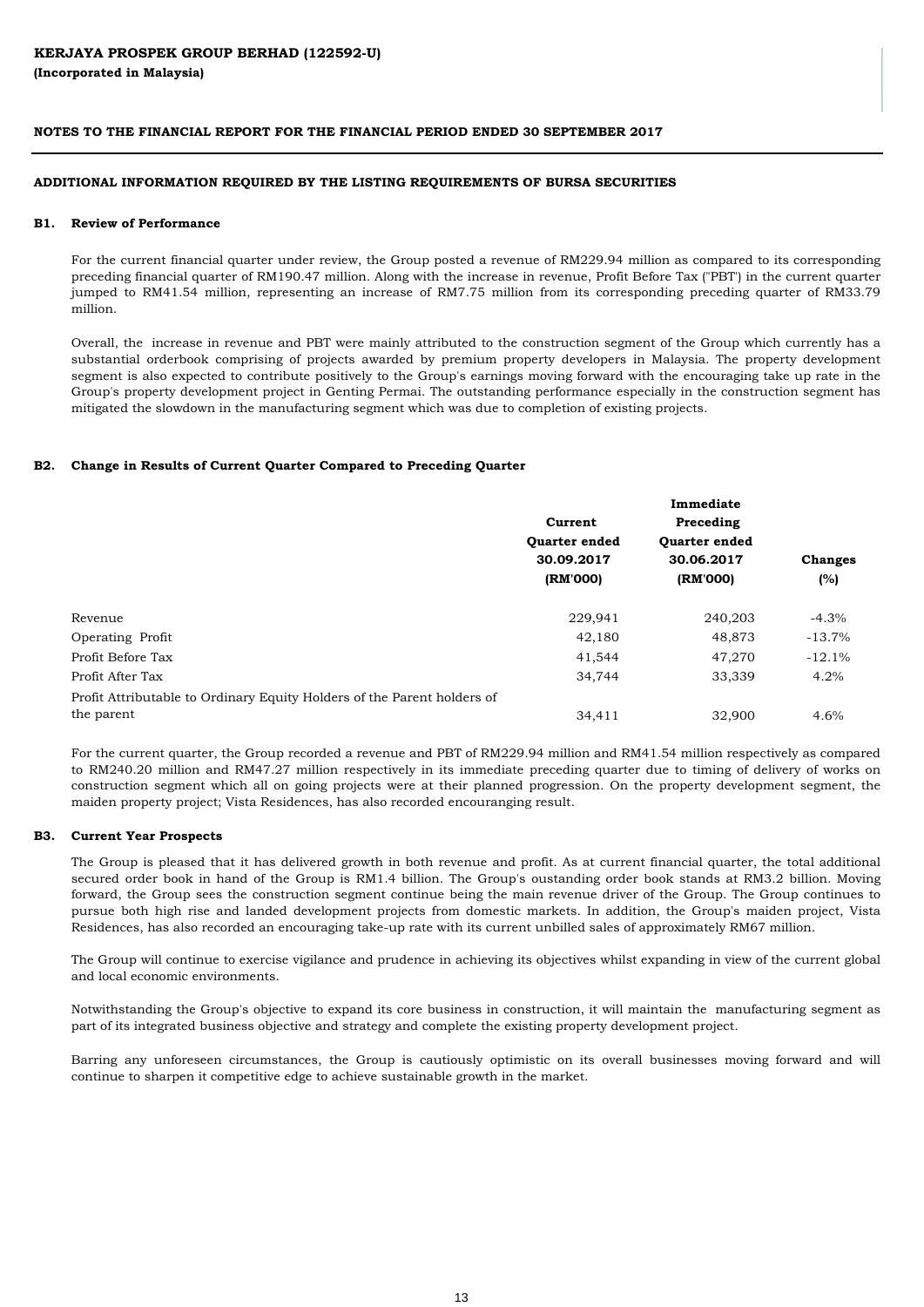**KERJAYA PROSPEK GROUP BERHAD (122592-U)**
**(Incorporated in Malaysia)**

**NOTES TO THE FINANCIAL REPORT FOR THE FINANCIAL PERIOD ENDED 30 SEPTEMBER 2017**

## ADDITIONAL INFORMATION REQUIRED BY THE LISTING REQUIREMENTS OF BURSA SECURITIES

### B1. Review of Performance

For the current financial quarter under review, the Group posted a revenue of RM229.94 million as compared to its corresponding preceding financial quarter of RM190.47 million. Along with the increase in revenue, Profit Before Tax ("PBT') in the current quarter jumped to RM41.54 million, representing an increase of RM7.75 million from its corresponding preceding quarter of RM33.79 million.

Overall, the increase in revenue and PBT were mainly attributed to the construction segment of the Group which currently has a substantial orderbook comprising of projects awarded by premium property developers in Malaysia. The property development segment is also expected to contribute positively to the Group's earnings moving forward with the encouraging take up rate in the Group's property development project in Genting Permai. The outstanding performance especially in the construction segment has mitigated the slowdown in the manufacturing segment which was due to completion of existing projects.

### B2. Change in Results of Current Quarter Compared to Preceding Quarter

| | Current Quarter ended 30.09.2017 (RM'000) | Immediate Preceding Quarter ended 30.06.2017 (RM'000) | Changes (%) |
|---|---|---|---|
| Revenue | 229,941 | 240,203 | -4.3% |
| Operating Profit | 42,180 | 48,873 | -13.7% |
| Profit Before Tax | 41,544 | 47,270 | -12.1% |
| Profit After Tax | 34,744 | 33,339 | 4.2% |
| Profit Attributable to Ordinary Equity Holders of the Parent holders of the parent | 34,411 | 32,900 | 4.6% |

For the current quarter, the Group recorded a revenue and PBT of RM229.94 million and RM41.54 million respectively as compared to RM240.20 million and RM47.27 million respectively in its immediate preceding quarter due to timing of delivery of works on construction segment which all on going projects were at their planned progression. On the property development segment, the maiden property project; Vista Residences, has also recorded encouranging result.

### B3. Current Year Prospects

The Group is pleased that it has delivered growth in both revenue and profit. As at current financial quarter, the total additional secured order book in hand of the Group is RM1.4 billion. The Group's oustanding order book stands at RM3.2 billion. Moving forward, the Group sees the construction segment continue being the main revenue driver of the Group. The Group continues to pursue both high rise and landed development projects from domestic markets. In addition, the Group's maiden project, Vista Residences, has also recorded an encouraging take-up rate with its current unbilled sales of approximately RM67 million.

The Group will continue to exercise vigilance and prudence in achieving its objectives whilst expanding in view of the current global and local economic environments.

Notwithstanding the Group's objective to expand its core business in construction, it will maintain the manufacturing segment as part of its integrated business objective and strategy and complete the existing property development project.

Barring any unforeseen circumstances, the Group is cautiously optimistic on its overall businesses moving forward and will continue to sharpen it competitive edge to achieve sustainable growth in the market.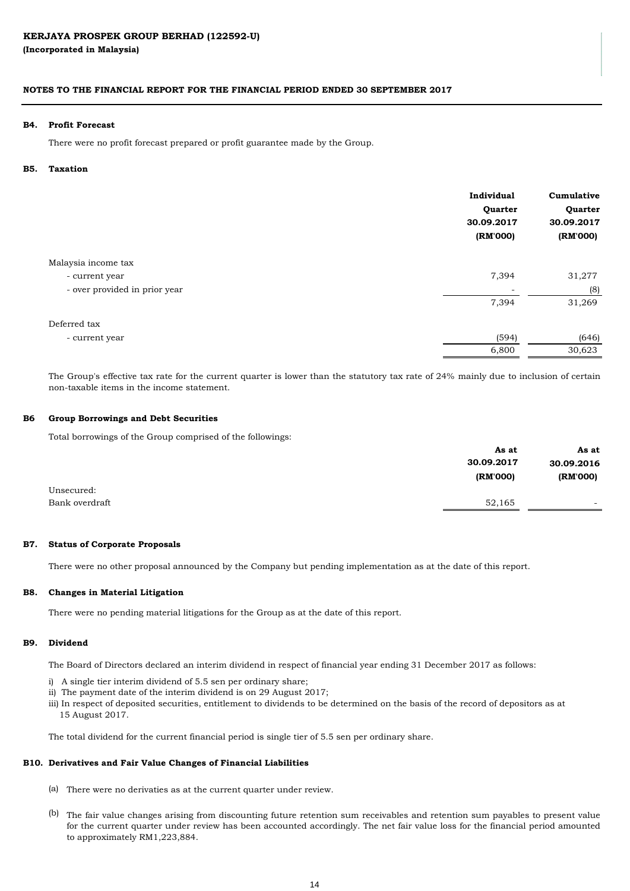**KERJAYA PROSPEK GROUP BERHAD (122592-U)**
**(Incorporated in Malaysia)**

**NOTES TO THE FINANCIAL REPORT FOR THE FINANCIAL PERIOD ENDED 30 SEPTEMBER 2017**

### B4. Profit Forecast

There were no profit forecast prepared or profit guarantee made by the Group.

### B5. Taxation

| | Individual Quarter 30.09.2017 (RM'000) | Cumulative Quarter 30.09.2017 (RM'000) |
|---|---|---|
| Malaysia income tax | | |
| - current year | 7,394 | 31,277 |
| - over provided in prior year | - | (8) |
| | 7,394 | 31,269 |
| Deferred tax | | |
| - current year | (594) | (646) |
| | 6,800 | 30,623 |

The Group's effective tax rate for the current quarter is lower than the statutory tax rate of 24% mainly due to inclusion of certain non-taxable items in the income statement.

### B6 Group Borrowings and Debt Securities

Total borrowings of the Group comprised of the followings:

| | As at 30.09.2017 (RM'000) | As at 30.09.2016 (RM'000) |
|---|---|---|
| Unsecured: | | |
| Bank overdraft | 52,165 | - |

### B7. Status of Corporate Proposals

There were no other proposal announced by the Company but pending implementation as at the date of this report.

### B8. Changes in Material Litigation

There were no pending material litigations for the Group as at the date of this report.

### B9. Dividend

The Board of Directors declared an interim dividend in respect of financial year ending 31 December 2017 as follows:

i) A single tier interim dividend of 5.5 sen per ordinary share;
ii) The payment date of the interim dividend is on 29 August 2017;
iii) In respect of deposited securities, entitlement to dividends to be determined on the basis of the record of depositors as at 15 August 2017.

The total dividend for the current financial period is single tier of 5.5 sen per ordinary share.

### B10. Derivatives and Fair Value Changes of Financial Liabilities

(a) There were no derivaties as at the current quarter under review.

(b) The fair value changes arising from discounting future retention sum receivables and retention sum payables to present value for the current quarter under review has been accounted accordingly. The net fair value loss for the financial period amounted to approximately RM1,223,884.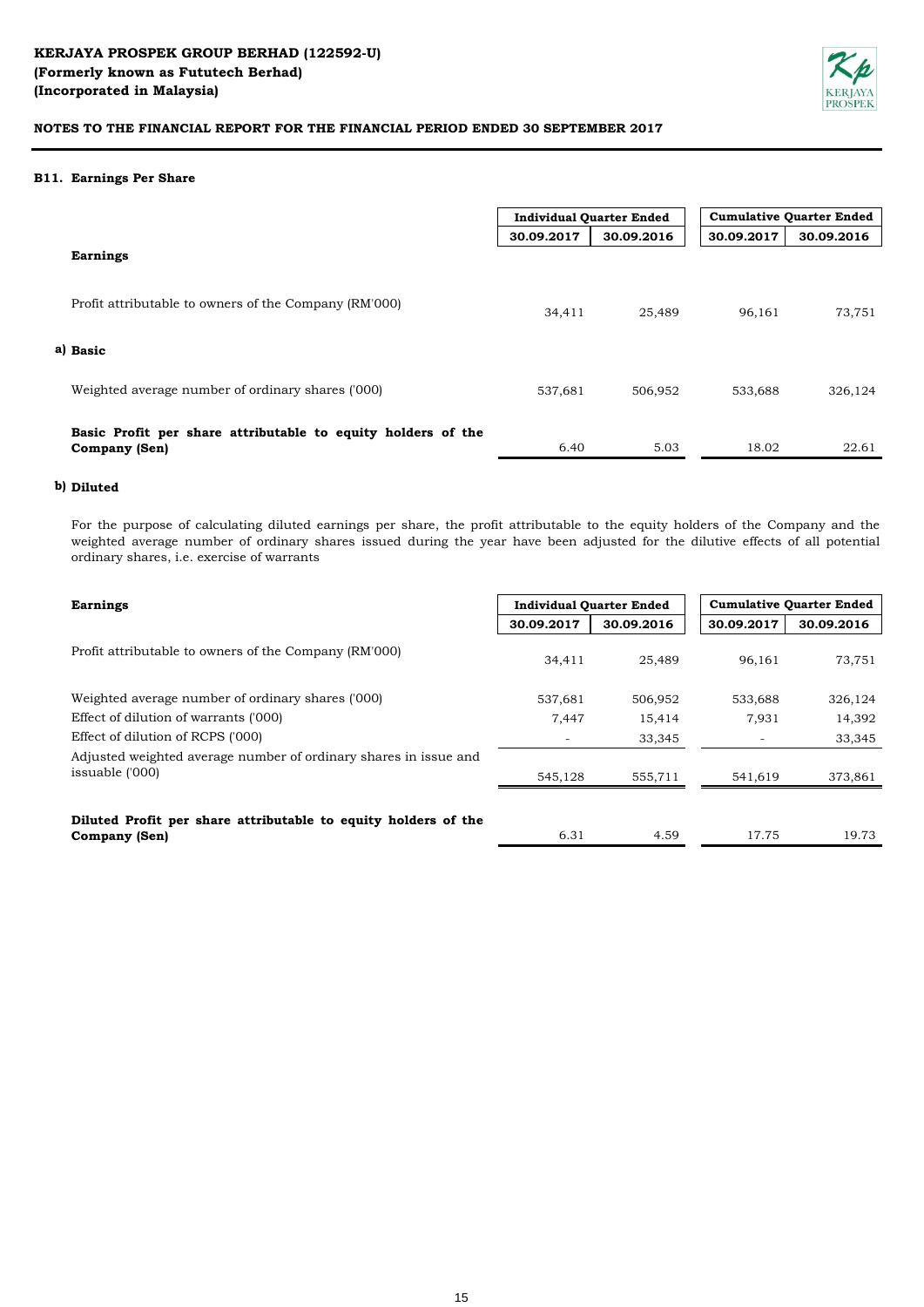**KERJAYA PROSPEK GROUP BERHAD (122592-U)**
**(Formerly known as Fututech Berhad)**
**(Incorporated in Malaysia)**

**NOTES TO THE FINANCIAL REPORT FOR THE FINANCIAL PERIOD ENDED 30 SEPTEMBER 2017**

### B11. Earnings Per Share

| | Individual Quarter Ended | | Cumulative Quarter Ended | |
|---|---|---|---|---|
| | 30.09.2017 | 30.09.2016 | 30.09.2017 | 30.09.2016 |
| **Earnings** | | | | |
| Profit attributable to owners of the Company (RM'000) | 34,411 | 25,489 | 96,161 | 73,751 |
| **a) Basic** | | | | |
| Weighted average number of ordinary shares ('000) | 537,681 | 506,952 | 533,688 | 326,124 |
| **Basic Profit per share attributable to equity holders of the Company (Sen)** | 6.40 | 5.03 | 18.02 | 22.61 |

**b) Diluted**

For the purpose of calculating diluted earnings per share, the profit attributable to the equity holders of the Company and the weighted average number of ordinary shares issued during the year have been adjusted for the dilutive effects of all potential ordinary shares, i.e. exercise of warrants

| **Earnings** | Individual Quarter Ended | | Cumulative Quarter Ended | |
|---|---|---|---|---|
| | 30.09.2017 | 30.09.2016 | 30.09.2017 | 30.09.2016 |
| Profit attributable to owners of the Company (RM'000) | 34,411 | 25,489 | 96,161 | 73,751 |
| Weighted average number of ordinary shares ('000) | 537,681 | 506,952 | 533,688 | 326,124 |
| Effect of dilution of warrants ('000) | 7,447 | 15,414 | 7,931 | 14,392 |
| Effect of dilution of RCPS ('000) | - | 33,345 | - | 33,345 |
| Adjusted weighted average number of ordinary shares in issue and issuable ('000) | 545,128 | 555,711 | 541,619 | 373,861 |
| **Diluted Profit per share attributable to equity holders of the Company (Sen)** | 6.31 | 4.59 | 17.75 | 19.73 |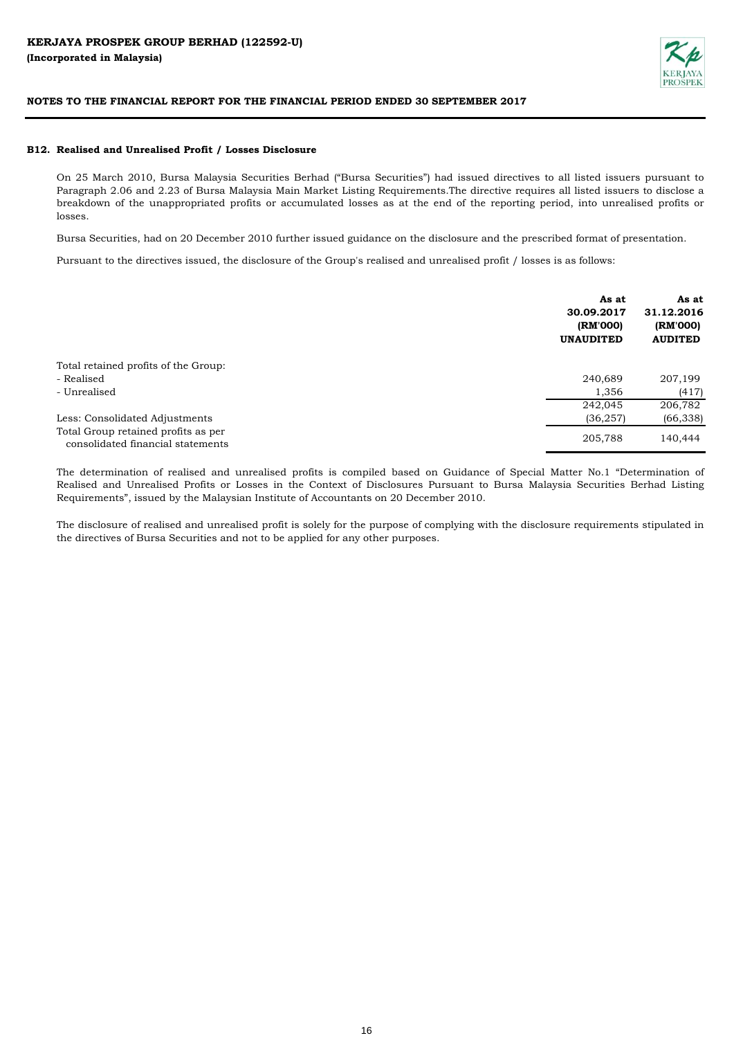**KERJAYA PROSPEK GROUP BERHAD (122592-U)**
**(Incorporated in Malaysia)**

**NOTES TO THE FINANCIAL REPORT FOR THE FINANCIAL PERIOD ENDED 30 SEPTEMBER 2017**

**B12. Realised and Unrealised Profit / Losses Disclosure**

On 25 March 2010, Bursa Malaysia Securities Berhad ("Bursa Securities") had issued directives to all listed issuers pursuant to Paragraph 2.06 and 2.23 of Bursa Malaysia Main Market Listing Requirements.The directive requires all listed issuers to disclose a breakdown of the unappropriated profits or accumulated losses as at the end of the reporting period, into unrealised profits or losses.

Bursa Securities, had on 20 December 2010 further issued guidance on the disclosure and the prescribed format of presentation.

Pursuant to the directives issued, the disclosure of the Group's realised and unrealised profit / losses is as follows:

| | As at 30.09.2017 (RM'000) UNAUDITED | As at 31.12.2016 (RM'000) AUDITED |
|---|---|---|
| Total retained profits of the Group: | | |
| - Realised | 240,689 | 207,199 |
| - Unrealised | 1,356 | (417) |
| | 242,045 | 206,782 |
| Less: Consolidated Adjustments | (36,257) | (66,338) |
| Total Group retained profits as per consolidated financial statements | 205,788 | 140,444 |

The determination of realised and unrealised profits is compiled based on Guidance of Special Matter No.1 "Determination of Realised and Unrealised Profits or Losses in the Context of Disclosures Pursuant to Bursa Malaysia Securities Berhad Listing Requirements", issued by the Malaysian Institute of Accountants on 20 December 2010.

The disclosure of realised and unrealised profit is solely for the purpose of complying with the disclosure requirements stipulated in the directives of Bursa Securities and not to be applied for any other purposes.